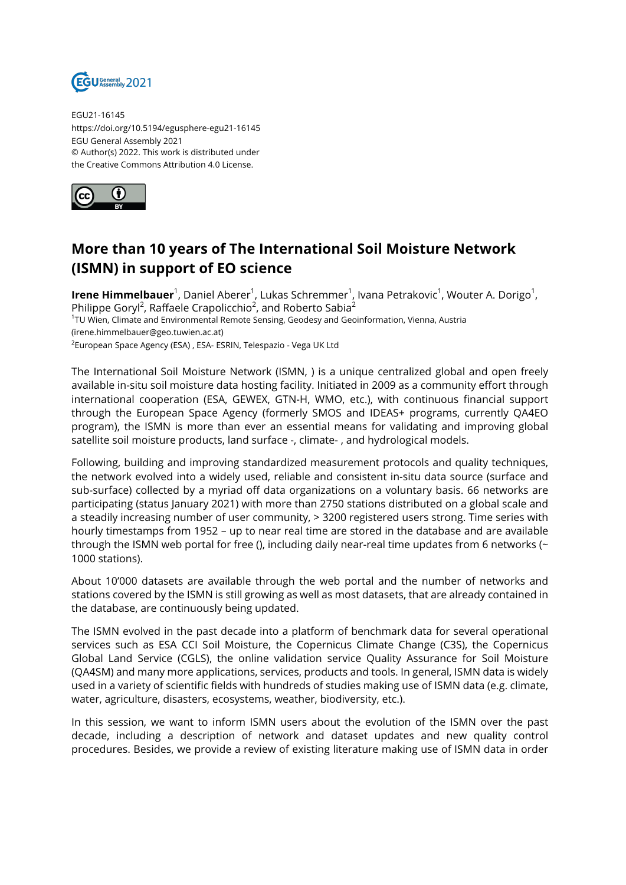EGU21-16145
https://doi.org/10.5194/egusphere-egu21-16145
EGU General Assembly 2021
© Author(s) 2022. This work is distributed under
the Creative Commons Attribution 4.0 License.

# More than 10 years of The International Soil Moisture Network (ISMN) in support of EO science

**Irene Himmelbauer**[1], Daniel Aberer[1], Lukas Schremmer[1], Ivana Petrakovic[1], Wouter A. Dorigo[1], Philippe Goryl[2], Raffaele Crapolicchio[2], and Roberto Sabia[2]

[1]TU Wien, Climate and Environmental Remote Sensing, Geodesy and Geoinformation, Vienna, Austria (irene.himmelbauer@geo.tuwien.ac.at)

[2]European Space Agency (ESA) , ESA- ESRIN, Telespazio - Vega UK Ltd

The International Soil Moisture Network (ISMN, ) is a unique centralized global and open freely available in-situ soil moisture data hosting facility. Initiated in 2009 as a community effort through international cooperation (ESA, GEWEX, GTN-H, WMO, etc.), with continuous financial support through the European Space Agency (formerly SMOS and IDEAS+ programs, currently QA4EO program), the ISMN is more than ever an essential means for validating and improving global satellite soil moisture products, land surface -, climate- , and hydrological models.

Following, building and improving standardized measurement protocols and quality techniques, the network evolved into a widely used, reliable and consistent in-situ data source (surface and sub-surface) collected by a myriad off data organizations on a voluntary basis. 66 networks are participating (status January 2021) with more than 2750 stations distributed on a global scale and a steadily increasing number of user community, > 3200 registered users strong. Time series with hourly timestamps from 1952 – up to near real time are stored in the database and are available through the ISMN web portal for free (), including daily near-real time updates from 6 networks (~ 1000 stations).

About 10'000 datasets are available through the web portal and the number of networks and stations covered by the ISMN is still growing as well as most datasets, that are already contained in the database, are continuously being updated.

The ISMN evolved in the past decade into a platform of benchmark data for several operational services such as ESA CCI Soil Moisture, the Copernicus Climate Change (C3S), the Copernicus Global Land Service (CGLS), the online validation service Quality Assurance for Soil Moisture (QA4SM) and many more applications, services, products and tools. In general, ISMN data is widely used in a variety of scientific fields with hundreds of studies making use of ISMN data (e.g. climate, water, agriculture, disasters, ecosystems, weather, biodiversity, etc.).

In this session, we want to inform ISMN users about the evolution of the ISMN over the past decade, including a description of network and dataset updates and new quality control procedures. Besides, we provide a review of existing literature making use of ISMN data in order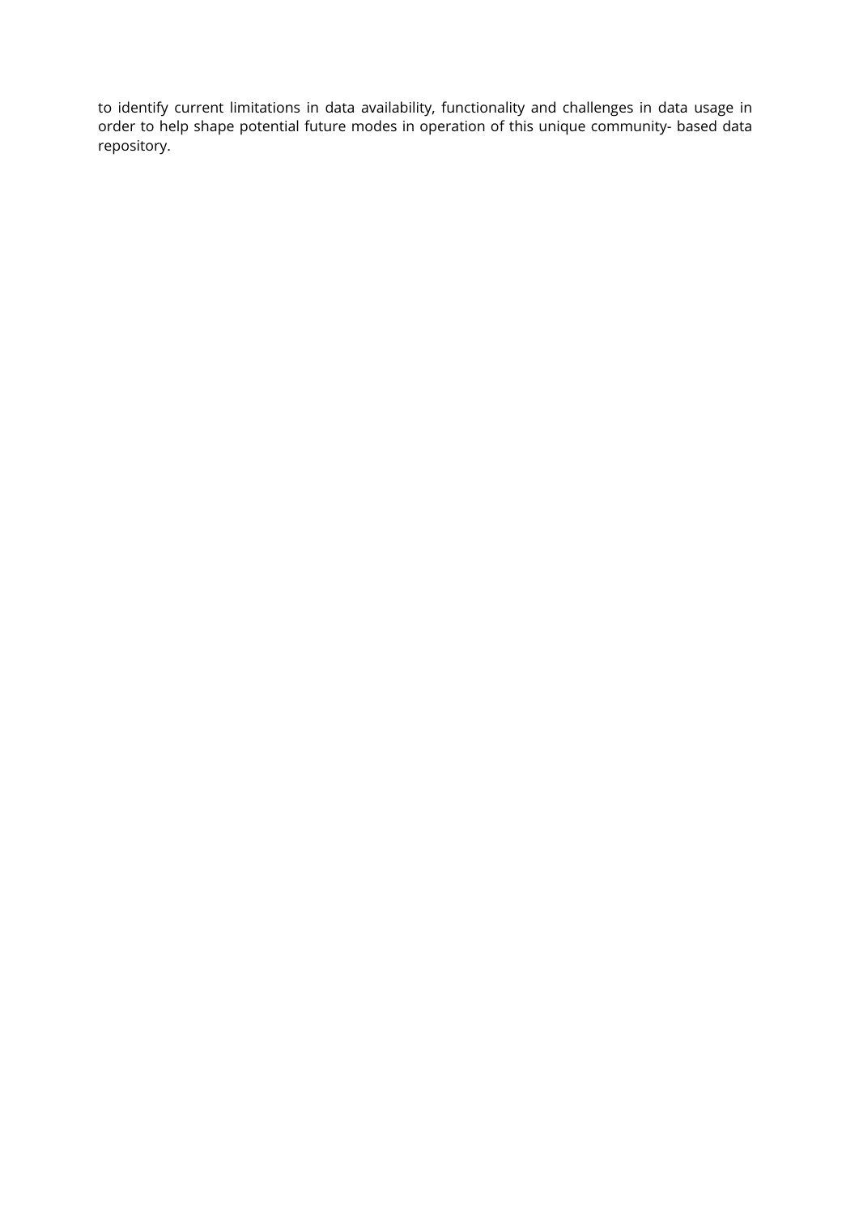to identify current limitations in data availability, functionality and challenges in data usage in order to help shape potential future modes in operation of this unique community- based data repository.